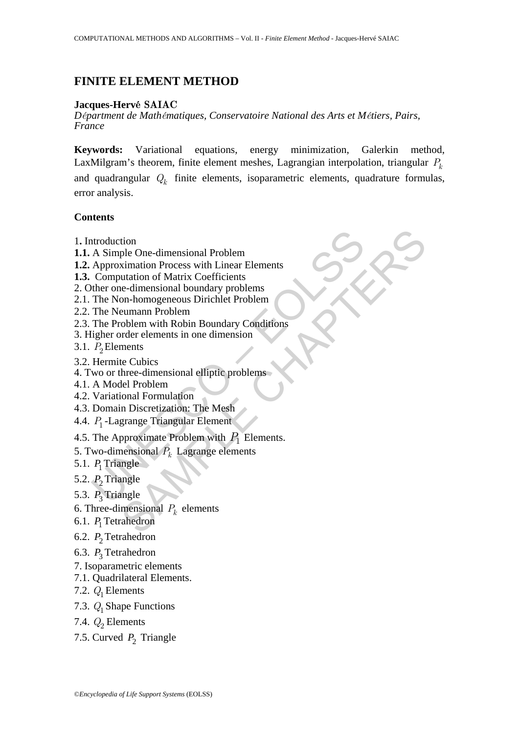# FINITE ELEMENT METHOD

**Jacques-Hervé SAIAC**

*Département de Mathématiques, Conservatoire National des Arts et Métiers, Pairs, France*

**Keywords:** Variational equations, energy minimization, Galerkin method, LaxMilgram's theorem, finite element meshes, Lagrangian interpolation, triangular $P_k$ and quadrangular $Q_k$ finite elements, isoparametric elements, quadrature formulas, error analysis.

## Contents

1. Introduction
**1.1.** A Simple One-dimensional Problem
**1.2.** Approximation Process with Linear Elements
**1.3.** Computation of Matrix Coefficients
2. Other one-dimensional boundary problems
2.1. The Non-homogeneous Dirichlet Problem
2.2. The Neumann Problem
2.3. The Problem with Robin Boundary Conditions
3. Higher order elements in one dimension
3.1. $P_2$ Elements
3.2. Hermite Cubics
4. Two or three-dimensional elliptic problems
4.1. A Model Problem
4.2. Variational Formulation
4.3. Domain Discretization: The Mesh
4.4. $P_1$ -Lagrange Triangular Element
4.5. The Approximate Problem with $P_1$ Elements.
5. Two-dimensional $P_k$ Lagrange elements
5.1. $P_1$ Triangle
5.2. $P_2$ Triangle
5.3. $P_3$ Triangle
6. Three-dimensional $P_k$ elements
6.1. $P_1$ Tetrahedron
6.2. $P_2$ Tetrahedron
6.3. $P_3$ Tetrahedron
7. Isoparametric elements
7.1. Quadrilateral Elements.
7.2. $Q_1$ Elements
7.3. $Q_1$ Shape Functions
7.4. $Q_2$ Elements
7.5. Curved $P_2$ Triangle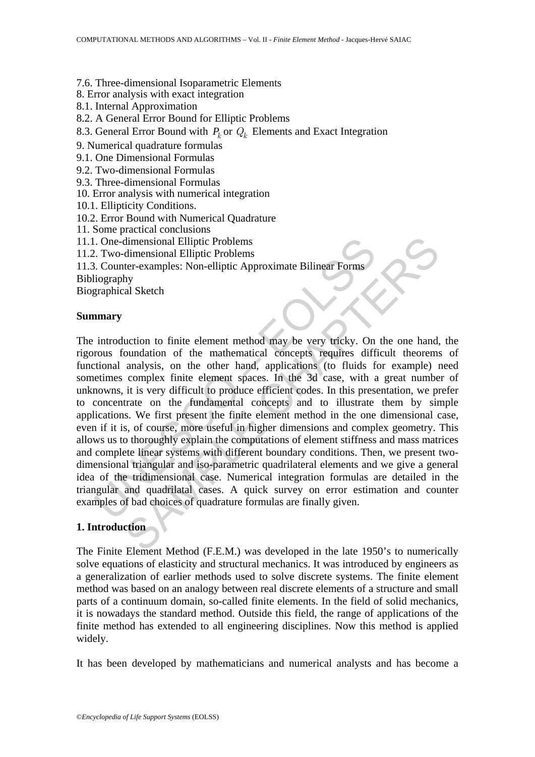7.6. Three-dimensional Isoparametric Elements
8. Error analysis with exact integration
8.1. Internal Approximation
8.2. A General Error Bound for Elliptic Problems
8.3. General Error Bound with $P_k$ or $Q_k$ Elements and Exact Integration
9. Numerical quadrature formulas
9.1. One Dimensional Formulas
9.2. Two-dimensional Formulas
9.3. Three-dimensional Formulas
10. Error analysis with numerical integration
10.1. Ellipticity Conditions.
10.2. Error Bound with Numerical Quadrature
11. Some practical conclusions
11.1. One-dimensional Elliptic Problems
11.2. Two-dimensional Elliptic Problems
11.3. Counter-examples: Non-elliptic Approximate Bilinear Forms
Bibliography
Biographical Sketch

## Summary

The introduction to finite element method may be very tricky. On the one hand, the rigorous foundation of the mathematical concepts requires difficult theorems of functional analysis, on the other hand, applications (to fluids for example) need sometimes complex finite element spaces. In the 3d case, with a great number of unknowns, it is very difficult to produce efficient codes. In this presentation, we prefer to concentrate on the fundamental concepts and to illustrate them by simple applications. We first present the finite element method in the one dimensional case, even if it is, of course, more useful in higher dimensions and complex geometry. This allows us to thoroughly explain the computations of element stiffness and mass matrices and complete linear systems with different boundary conditions. Then, we present two-dimensional triangular and iso-parametric quadrilateral elements and we give a general idea of the tridimensional case. Numerical integration formulas are detailed in the triangular and quadrilatal cases. A quick survey on error estimation and counter examples of bad choices of quadrature formulas are finally given.

## 1. Introduction

The Finite Element Method (F.E.M.) was developed in the late 1950's to numerically solve equations of elasticity and structural mechanics. It was introduced by engineers as a generalization of earlier methods used to solve discrete systems. The finite element method was based on an analogy between real discrete elements of a structure and small parts of a continuum domain, so-called finite elements. In the field of solid mechanics, it is nowadays the standard method. Outside this field, the range of applications of the finite method has extended to all engineering disciplines. Now this method is applied widely.

It has been developed by mathematicians and numerical analysts and has become a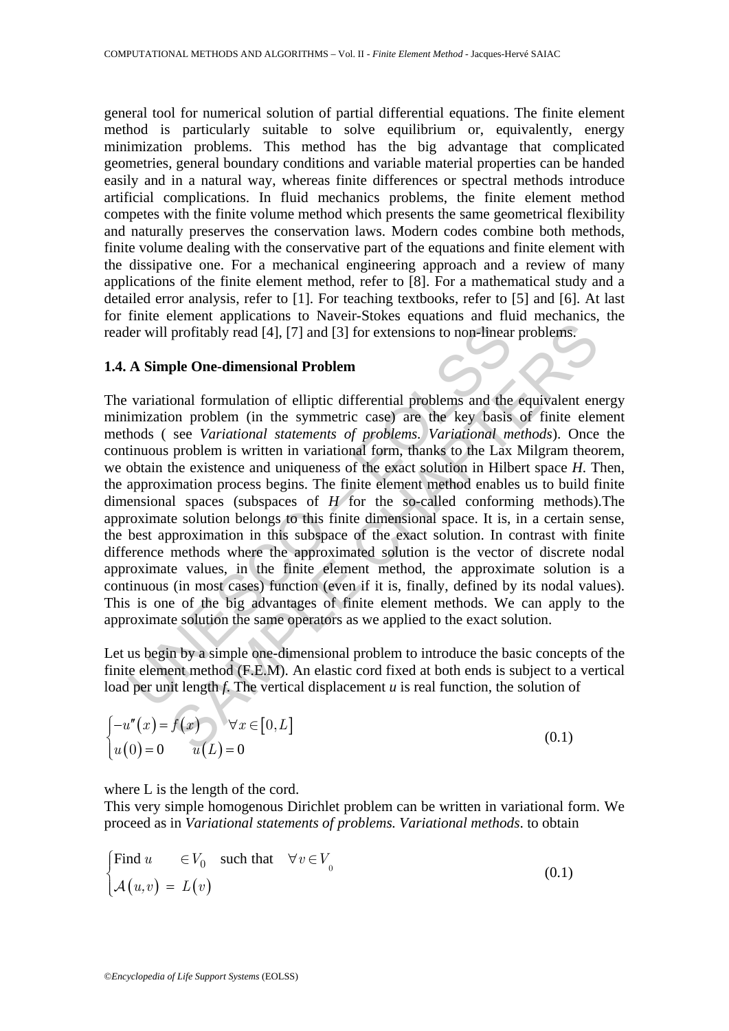general tool for numerical solution of partial differential equations. The finite element method is particularly suitable to solve equilibrium or, equivalently, energy minimization problems. This method has the big advantage that complicated geometries, general boundary conditions and variable material properties can be handed easily and in a natural way, whereas finite differences or spectral methods introduce artificial complications. In fluid mechanics problems, the finite element method competes with the finite volume method which presents the same geometrical flexibility and naturally preserves the conservation laws. Modern codes combine both methods, finite volume dealing with the conservative part of the equations and finite element with the dissipative one. For a mechanical engineering approach and a review of many applications of the finite element method, refer to [8]. For a mathematical study and a detailed error analysis, refer to [1]. For teaching textbooks, refer to [5] and [6]. At last for finite element applications to Naveir-Stokes equations and fluid mechanics, the reader will profitably read [4], [7] and [3] for extensions to non-linear problems.

### 1.4. A Simple One-dimensional Problem

The variational formulation of elliptic differential problems and the equivalent energy minimization problem (in the symmetric case) are the key basis of finite element methods ( see *Variational statements of problems. Variational methods*). Once the continuous problem is written in variational form, thanks to the Lax Milgram theorem, we obtain the existence and uniqueness of the exact solution in Hilbert space $H$. Then, the approximation process begins. The finite element method enables us to build finite dimensional spaces (subspaces of $H$ for the so-called conforming methods).The approximate solution belongs to this finite dimensional space. It is, in a certain sense, the best approximation in this subspace of the exact solution. In contrast with finite difference methods where the approximated solution is the vector of discrete nodal approximate values, in the finite element method, the approximate solution is a continuous (in most cases) function (even if it is, finally, defined by its nodal values). This is one of the big advantages of finite element methods. We can apply to the approximate solution the same operators as we applied to the exact solution.

Let us begin by a simple one-dimensional problem to introduce the basic concepts of the finite element method (F.E.M). An elastic cord fixed at both ends is subject to a vertical load per unit length $f$. The vertical displacement $u$ is real function, the solution of

$$\begin{cases} -u''(x) = f(x) & \forall x \in [0, L] \\ u(0) = 0 \qquad u(L) = 0 \end{cases} \tag{0.1}$$

where L is the length of the cord.

This very simple homogenous Dirichlet problem can be written in variational form. We proceed as in *Variational statements of problems. Variational methods*. to obtain

$$\begin{cases} \text{Find } u \quad \in V_0 \quad \text{such that} \quad \forall v \in V_0 \\ \mathcal{A}(u,v) \; = \; L(v) \end{cases} \tag{0.1}$$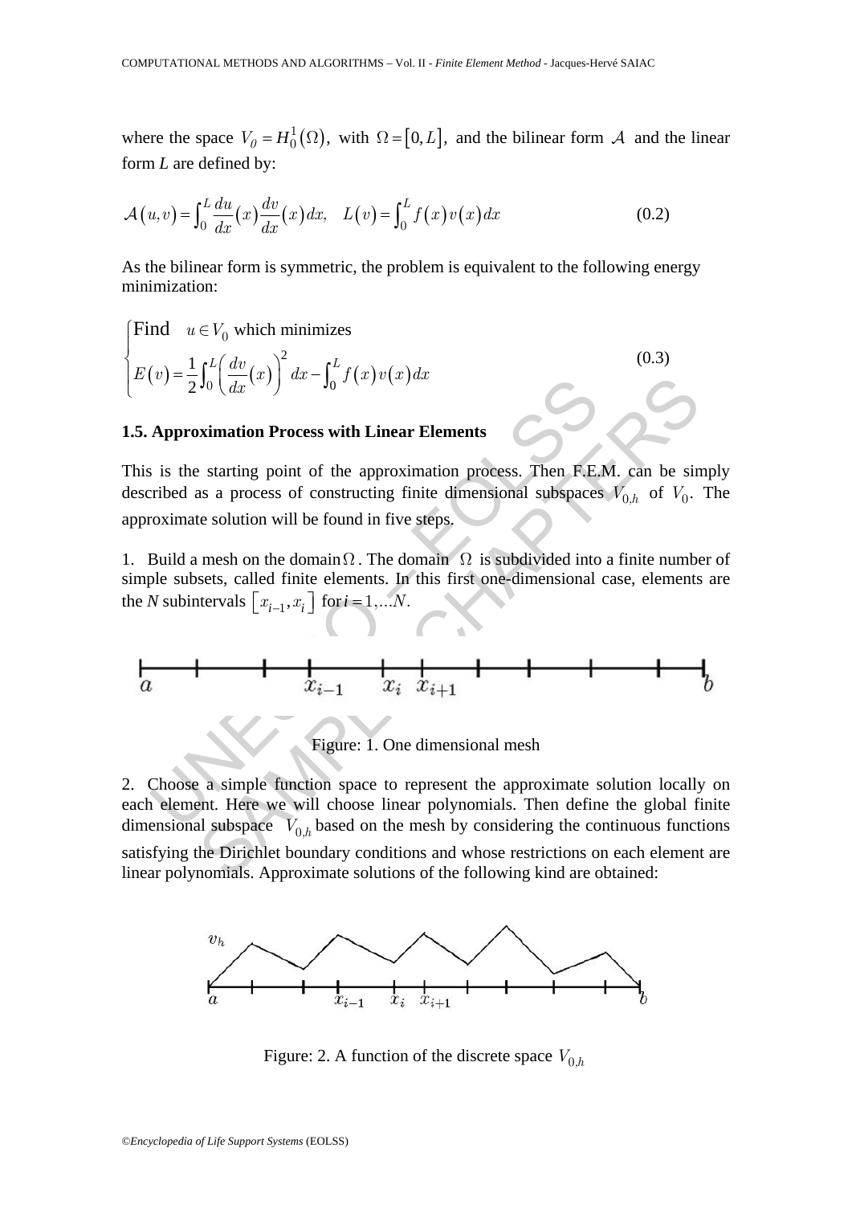where the space $V_0 = H_0^1(\Omega)$, with $\Omega = [0, L]$, and the bilinear form $\mathcal{A}$ and the linear form $L$ are defined by:

$$\mathcal{A}(u,v) = \int_0^L \frac{du}{dx}(x)\frac{dv}{dx}(x)\,dx, \quad L(v) = \int_0^L f(x)v(x)\,dx \tag{0.2}$$

As the bilinear form is symmetric, the problem is equivalent to the following energy minimization:

$$\begin{cases} \text{Find} \quad u \in V_0 \text{ which minimizes} \\ E(v) = \dfrac{1}{2}\displaystyle\int_0^L \left(\frac{dv}{dx}(x)\right)^2 dx - \int_0^L f(x)v(x)\,dx \end{cases} \tag{0.3}$$

### 1.5. Approximation Process with Linear Elements

This is the starting point of the approximation process. Then F.E.M. can be simply described as a process of constructing finite dimensional subspaces $V_{0,h}$ of $V_0$. The approximate solution will be found in five steps.

1. Build a mesh on the domain $\Omega$. The domain $\Omega$ is subdivided into a finite number of simple subsets, called finite elements. In this first one-dimensional case, elements are the $N$ subintervals $[x_{i-1}, x_i]$ for $i = 1, \ldots N$.

Figure: 1. One dimensional mesh

2. Choose a simple function space to represent the approximate solution locally on each element. Here we will choose linear polynomials. Then define the global finite dimensional subspace $V_{0,h}$ based on the mesh by considering the continuous functions satisfying the Dirichlet boundary conditions and whose restrictions on each element are linear polynomials. Approximate solutions of the following kind are obtained:

Figure: 2. A function of the discrete space $V_{0,h}$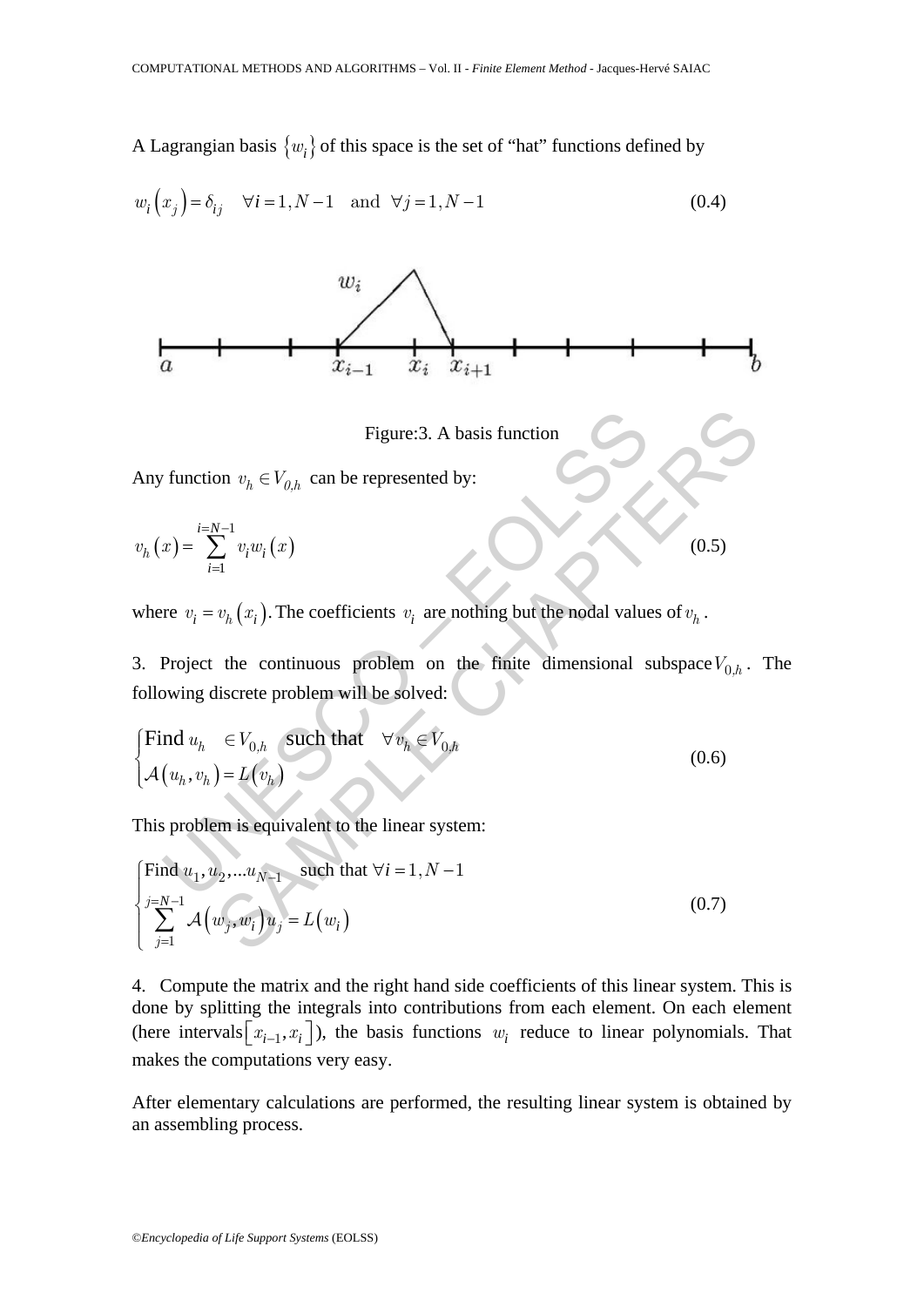A Lagrangian basis $\{w_i\}$ of this space is the set of "hat" functions defined by

$$w_i\left(x_j\right) = \delta_{ij} \quad \forall i = 1, N-1 \quad \text{and} \quad \forall j = 1, N-1 \tag{0.4}$$

Figure:3. A basis function

Any function $v_h \in V_{0,h}$ can be represented by:

$$v_h\left(x\right) = \sum_{i=1}^{i=N-1} v_i w_i\left(x\right) \tag{0.5}$$

where $v_i = v_h\left(x_i\right)$. The coefficients $v_i$ are nothing but the nodal values of $v_h$.

3. Project the continuous problem on the finite dimensional subspace $V_{0,h}$. The following discrete problem will be solved:

$$\begin{cases} \text{Find } u_h \quad \in V_{0,h} \quad \text{such that} \quad \forall v_h \in V_{0,h} \\ \mathcal{A}\left(u_h, v_h\right) = L\left(v_h\right) \end{cases} \tag{0.6}$$

This problem is equivalent to the linear system:

$$\begin{cases} \text{Find } u_1, u_2, \ldots u_{N-1} \quad \text{such that } \forall i = 1, N-1 \\ \sum_{j=1}^{j=N-1} \mathcal{A}\left(w_j, w_i\right) u_j = L\left(w_i\right) \end{cases} \tag{0.7}$$

4. Compute the matrix and the right hand side coefficients of this linear system. This is done by splitting the integrals into contributions from each element. On each element (here intervals $\left[x_{i-1}, x_i\right]$), the basis functions $w_i$ reduce to linear polynomials. That makes the computations very easy.

After elementary calculations are performed, the resulting linear system is obtained by an assembling process.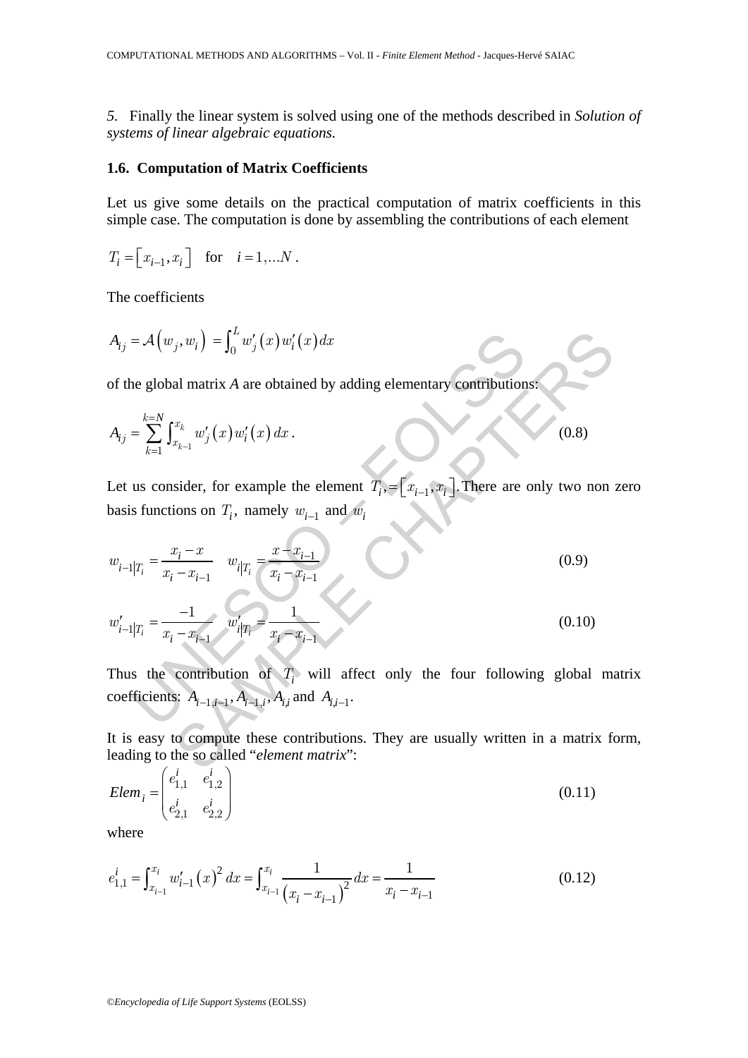*5.* Finally the linear system is solved using one of the methods described in *Solution of systems of linear algebraic equations.*

### 1.6. Computation of Matrix Coefficients

Let us give some details on the practical computation of matrix coefficients in this simple case. The computation is done by assembling the contributions of each element

$T_i = \left[x_{i-1}, x_i\right]$ for $i = 1, \ldots N$.

The coefficients

$$A_{ij} = \mathcal{A}\left(w_j, w_i\right) = \int_0^L w_j'\left(x\right) w_i'\left(x\right) dx$$

of the global matrix $A$ are obtained by adding elementary contributions:

$$A_{ij} = \sum_{k=1}^{k=N} \int_{x_{k-1}}^{x_k} w_j'\left(x\right) w_i'\left(x\right) dx \,. \tag{0.8}$$

Let us consider, for example the element $T_i, = \left[x_{i-1}, x_i\right]$. There are only two non zero basis functions on $T_i$, namely $w_{i-1}$ and $w_i$

$$w_{i-1|T_i} = \frac{x_i - x}{x_i - x_{i-1}} \quad w_{i|T_i} = \frac{x - x_{i-1}}{x_i - x_{i-1}} \tag{0.9}$$

$$w_{i-1|T_i}' = \frac{-1}{x_i - x_{i-1}} \quad w_{i|T_i}' = \frac{1}{x_i - x_{i-1}} \tag{0.10}$$

Thus the contribution of $T_i$ will affect only the four following global matrix coefficients: $A_{i-1,i-1}, A_{i-1,i}, A_{i,i}$ and $A_{i,i-1}$.

It is easy to compute these contributions. They are usually written in a matrix form, leading to the so called "*element matrix*":

$$Elem_i = \begin{pmatrix} e_{1,1}^i & e_{1,2}^i \\ e_{2,1}^i & e_{2,2}^i \end{pmatrix} \tag{0.11}$$

where

$$e_{1,1}^i = \int_{x_{i-1}}^{x_i} w_{i-1}'\left(x\right)^2 dx = \int_{x_{i-1}}^{x_i} \frac{1}{\left(x_i - x_{i-1}\right)^2} dx = \frac{1}{x_i - x_{i-1}} \tag{0.12}$$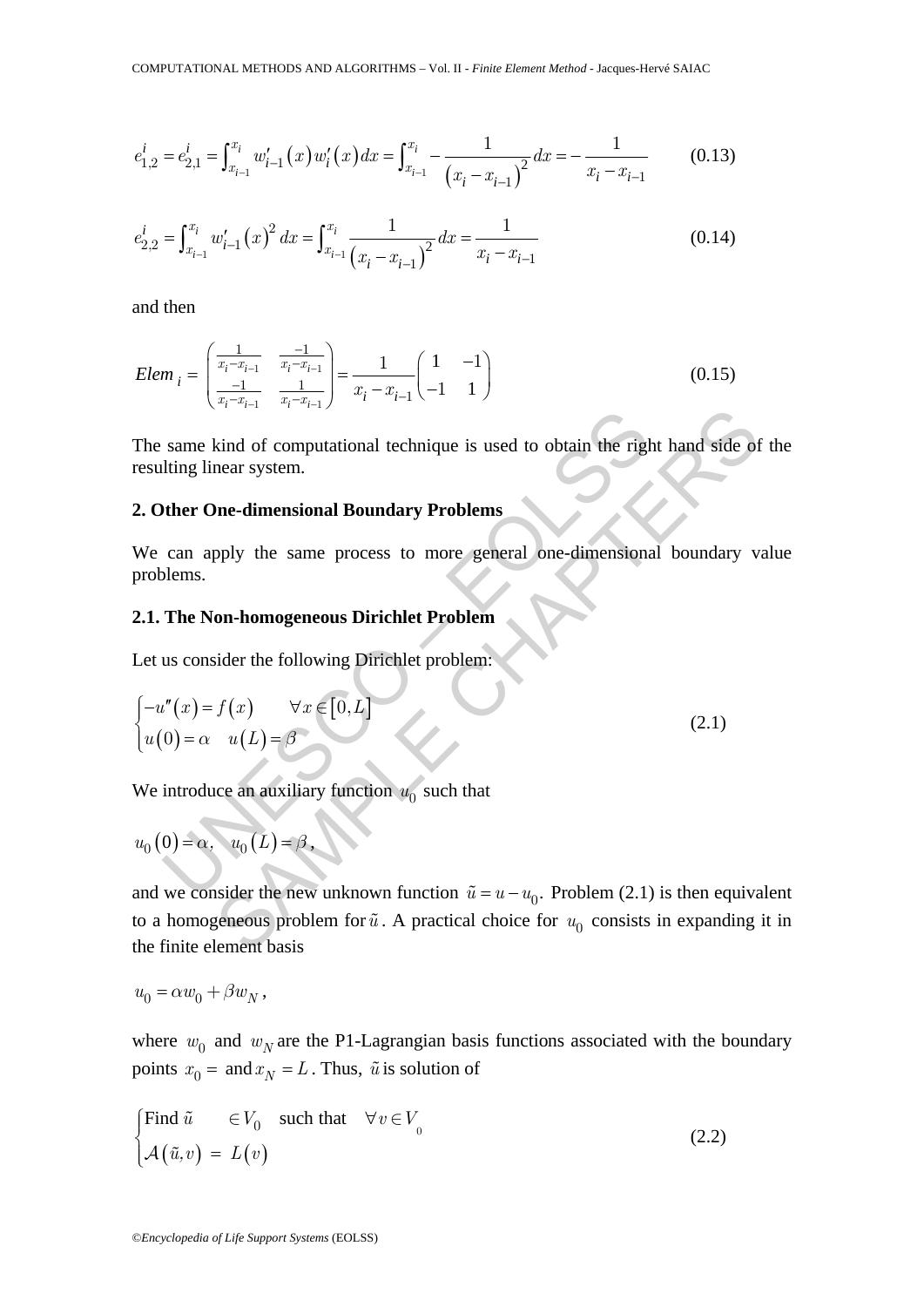$$e_{1,2}^{i} = e_{2,1}^{i} = \int_{x_{i-1}}^{x_i} w_{i-1}'(x) w_i'(x) dx = \int_{x_{i-1}}^{x_i} -\frac{1}{(x_i - x_{i-1})^2} dx = -\frac{1}{x_i - x_{i-1}} \qquad (0.13)$$

$$e_{2,2}^{i} = \int_{x_{i-1}}^{x_i} w_{i-1}'(x)^2 dx = \int_{x_{i-1}}^{x_i} \frac{1}{(x_i - x_{i-1})^2} dx = \frac{1}{x_i - x_{i-1}} \qquad (0.14)$$

and then

$$Elem_i = \begin{pmatrix} \frac{1}{x_i - x_{i-1}} & \frac{-1}{x_i - x_{i-1}} \\ \frac{-1}{x_i - x_{i-1}} & \frac{1}{x_i - x_{i-1}} \end{pmatrix} = \frac{1}{x_i - x_{i-1}} \begin{pmatrix} 1 & -1 \\ -1 & 1 \end{pmatrix} \qquad (0.15)$$

The same kind of computational technique is used to obtain the right hand side of the resulting linear system.

## 2. Other One-dimensional Boundary Problems

We can apply the same process to more general one-dimensional boundary value problems.

### 2.1. The Non-homogeneous Dirichlet Problem

Let us consider the following Dirichlet problem:

$$\begin{cases} -u''(x) = f(x) & \forall x \in [0, L] \\ u(0) = \alpha \quad u(L) = \beta \end{cases} \qquad (2.1)$$

We introduce an auxiliary function $u_0$ such that

$$u_0(0) = \alpha, \quad u_0(L) = \beta,$$

and we consider the new unknown function $\tilde{u} = u - u_0$. Problem (2.1) is then equivalent to a homogeneous problem for $\tilde{u}$. A practical choice for $u_0$ consists in expanding it in the finite element basis

$$u_0 = \alpha w_0 + \beta w_N,$$

where $w_0$ and $w_N$ are the P1-Lagrangian basis functions associated with the boundary points $x_0 =$ and $x_N = L$. Thus, $\tilde{u}$ is solution of

$$\begin{cases} \text{Find } \tilde{u} \quad \in V_0 \quad \text{such that} \quad \forall v \in V_0 \\ \mathcal{A}(\tilde{u}, v) = L(v) \end{cases} \qquad (2.2)$$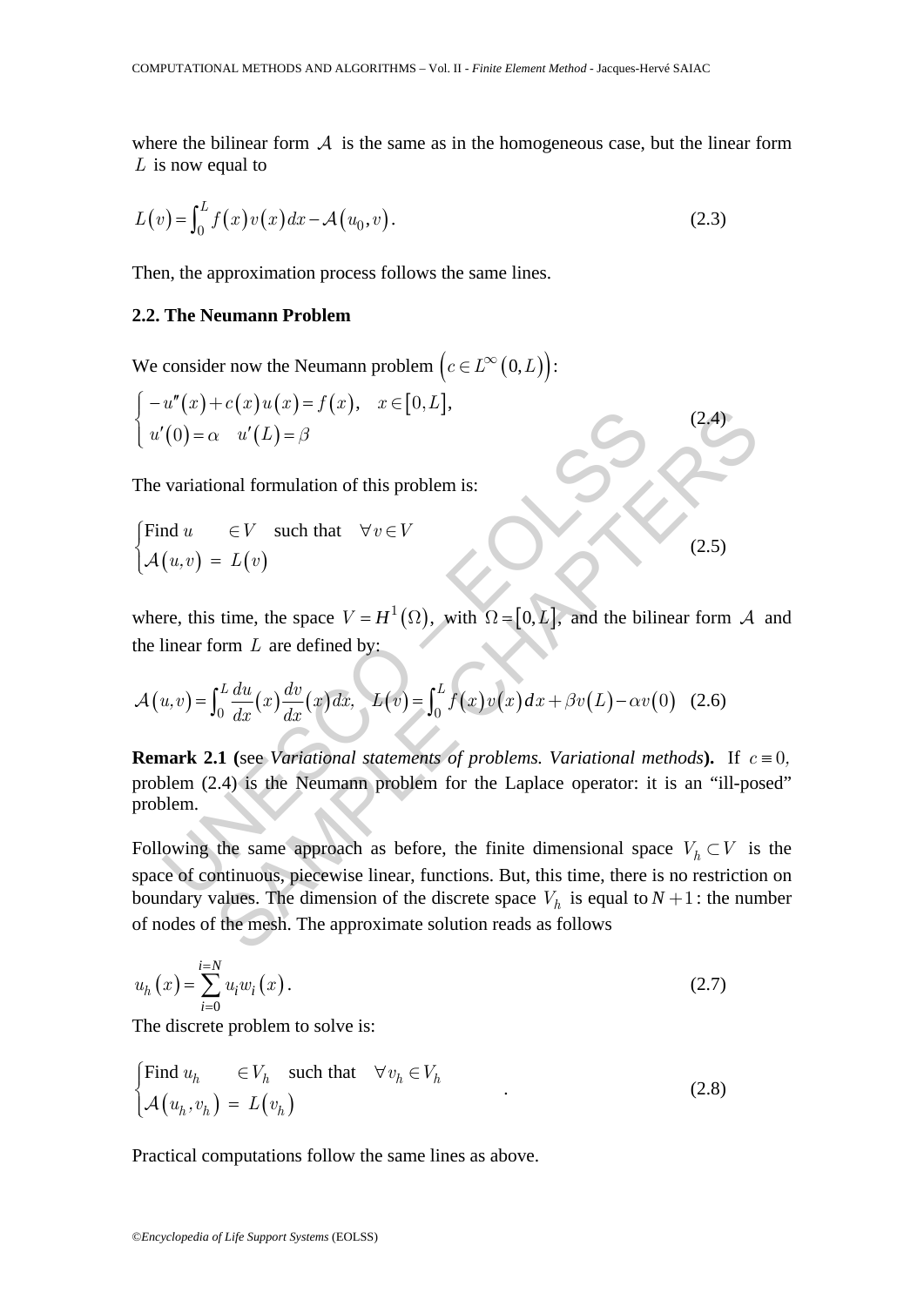where the bilinear form $\mathcal{A}$ is the same as in the homogeneous case, but the linear form $L$ is now equal to

$$L(v) = \int_0^L f(x)v(x)dx - \mathcal{A}(u_0, v). \tag{2.3}$$

Then, the approximation process follows the same lines.

### 2.2. The Neumann Problem

We consider now the Neumann problem $\left(c \in L^\infty(0,L)\right)$:

$$\begin{cases} -u''(x) + c(x)u(x) = f(x), \quad x \in [0,L], \\ u'(0) = \alpha \quad u'(L) = \beta \end{cases} \tag{2.4}$$

The variational formulation of this problem is:

$$\begin{cases} \text{Find } u \quad \in V \quad \text{such that} \quad \forall v \in V \\ \mathcal{A}(u,v) \;=\; L(v) \end{cases} \tag{2.5}$$

where, this time, the space $V = H^1(\Omega)$, with $\Omega = [0,L]$, and the bilinear form $\mathcal{A}$ and the linear form $L$ are defined by:

$$\mathcal{A}(u,v) = \int_0^L \frac{du}{dx}(x)\frac{dv}{dx}(x)dx, \quad L(v) = \int_0^L f(x)v(x)dx + \beta v(L) - \alpha v(0) \tag{2.6}$$

**Remark 2.1 (**see *Variational statements of problems. Variational methods***).** If $c \equiv 0$, problem (2.4) is the Neumann problem for the Laplace operator: it is an "ill-posed" problem.

Following the same approach as before, the finite dimensional space $V_h \subset V$ is the space of continuous, piecewise linear, functions. But, this time, there is no restriction on boundary values. The dimension of the discrete space $V_h$ is equal to $N+1$: the number of nodes of the mesh. The approximate solution reads as follows

$$u_h(x) = \sum_{i=0}^{i=N} u_i w_i(x). \tag{2.7}$$

The discrete problem to solve is:

$$\begin{cases} \text{Find } u_h \quad \in V_h \quad \text{such that} \quad \forall v_h \in V_h \\ \mathcal{A}(u_h, v_h) \;=\; L(v_h) \end{cases} . \tag{2.8}$$

Practical computations follow the same lines as above.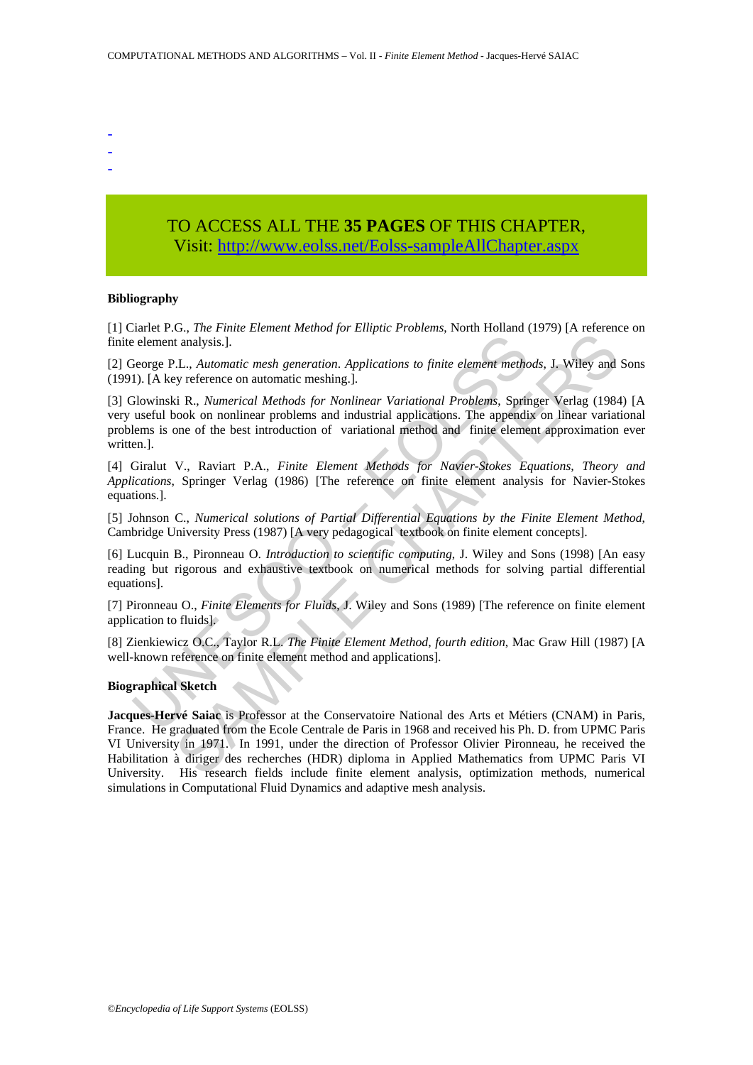-
-
-

TO ACCESS ALL THE **35 PAGES** OF THIS CHAPTER,
Visit: http://www.eolss.net/Eolss-sampleAllChapter.aspx

**Bibliography**

[1] Ciarlet P.G., *The Finite Element Method for Elliptic Problems*, North Holland (1979) [A reference on finite element analysis.].

[2] George P.L., *Automatic mesh generation*. *Applications to finite element methods*, J. Wiley and Sons (1991). [A key reference on automatic meshing.].

[3] Glowinski R., *Numerical Methods for Nonlinear Variational Problems*, Springer Verlag (1984) [A very useful book on nonlinear problems and industrial applications. The appendix on linear variational problems is one of the best introduction of variational method and finite element approximation ever written.].

[4] Giralut V., Raviart P.A., *Finite Element Methods for Navier-Stokes Equations, Theory and Applications*, Springer Verlag (1986) [The reference on finite element analysis for Navier-Stokes equations.].

[5] Johnson C., *Numerical solutions of Partial Differential Equations by the Finite Element Method*, Cambridge University Press (1987) [A very pedagogical textbook on finite element concepts].

[6] Lucquin B., Pironneau O. *Introduction to scientific computing*, J. Wiley and Sons (1998) [An easy reading but rigorous and exhaustive textbook on numerical methods for solving partial differential equations].

[7] Pironneau O., *Finite Elements for Fluids*, J. Wiley and Sons (1989) [The reference on finite element application to fluids].

[8] Zienkiewicz O.C., Taylor R.L. *The Finite Element Method, fourth edition*, Mac Graw Hill (1987) [A well-known reference on finite element method and applications].

**Biographical Sketch**

**Jacques-Hervé Saiac** is Professor at the Conservatoire National des Arts et Métiers (CNAM) in Paris, France. He graduated from the Ecole Centrale de Paris in 1968 and received his Ph. D. from UPMC Paris VI University in 1971. In 1991, under the direction of Professor Olivier Pironneau, he received the Habilitation à diriger des recherches (HDR) diploma in Applied Mathematics from UPMC Paris VI University. His research fields include finite element analysis, optimization methods, numerical simulations in Computational Fluid Dynamics and adaptive mesh analysis.